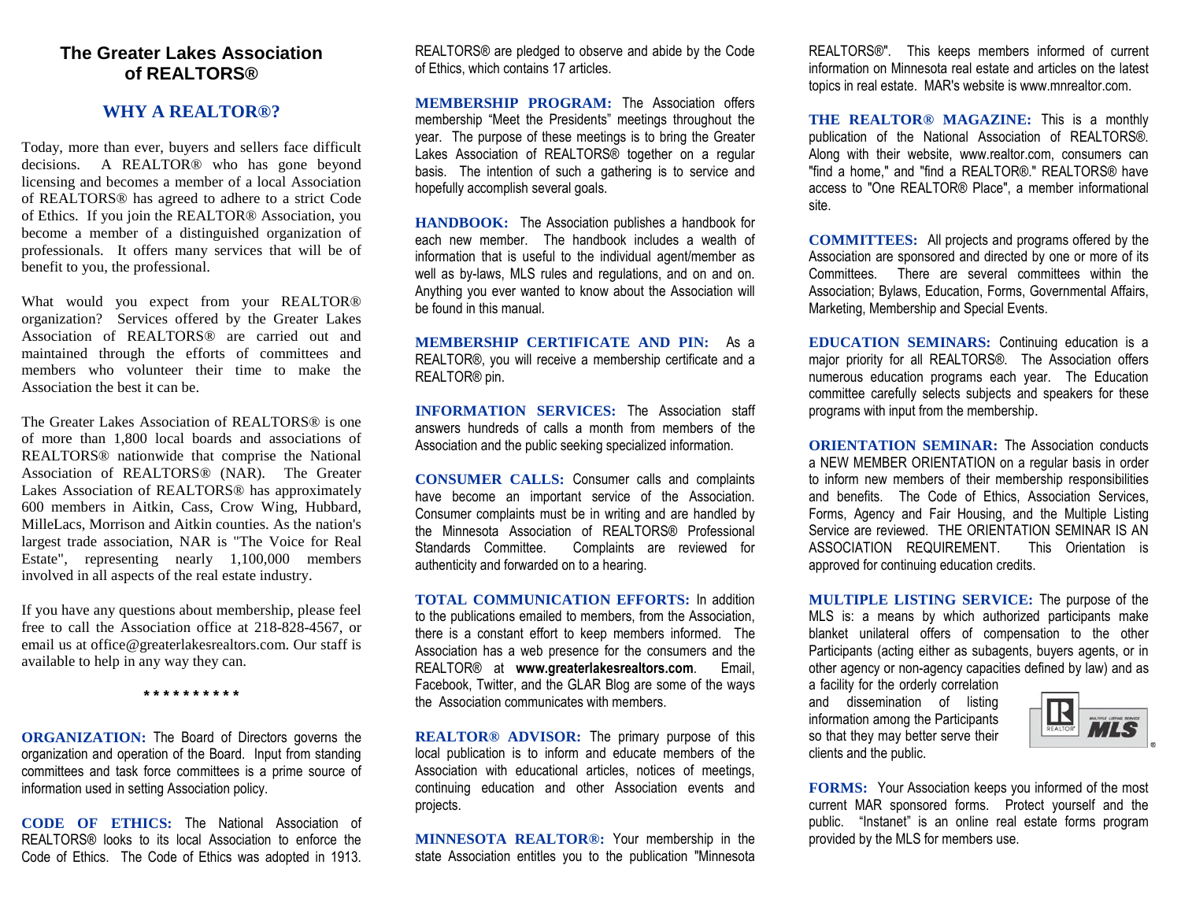# The Greater Lakes Association of REALTORS®

## WHY A REALTOR®?

Today, more than ever, buyers and sellers face difficult decisions. A REALTOR® who has gone beyond licensing and becomes a member of a local Association of REALTORS® has agreed to adhere to a strict Code of Ethics. If you join the REALTOR® Association, you become a member of a distinguished organization of professionals. It offers many services that will be of benefit to you, the professional.

What would you expect from your REALTOR® organization? Services offered by the Greater Lakes Association of REALTORS® are carried out and maintained through the efforts of committees and members who volunteer their time to make the Association the best it can be.

The Greater Lakes Association of REALTORS® is one of more than 1,800 local boards and associations of REALTORS® nationwide that comprise the National Association of REALTORS® (NAR). The Greater Lakes Association of REALTORS® has approximately 600 members in Aitkin, Cass, Crow Wing, Hubbard, MilleLacs, Morrison and Aitkin counties. As the nation's largest trade association, NAR is "The Voice for Real Estate", representing nearly 1,100,000 members involved in all aspects of the real estate industry.

If you have any questions about membership, please feel free to call the Association office at 218-828-4567, or email us at office@greaterlakesrealtors.com. Our staff is available to help in any way they can.

* * * * * * * * * *

**ORGANIZATION:** The Board of Directors governs the organization and operation of the Board. Input from standing committees and task force committees is a prime source of information used in setting Association policy.

**CODE OF ETHICS:** The National Association of REALTORS® looks to its local Association to enforce the Code of Ethics. The Code of Ethics was adopted in 1913. REALTORS® are pledged to observe and abide by the Code of Ethics, which contains 17 articles.

**MEMBERSHIP PROGRAM:** The Association offers membership "Meet the Presidents" meetings throughout the year. The purpose of these meetings is to bring the Greater Lakes Association of REALTORS® together on a regular basis. The intention of such a gathering is to service and hopefully accomplish several goals.

**HANDBOOK:** The Association publishes a handbook for each new member. The handbook includes a wealth of information that is useful to the individual agent/member as well as by-laws, MLS rules and regulations, and on and on. Anything you ever wanted to know about the Association will be found in this manual.

**MEMBERSHIP CERTIFICATE AND PIN:** As a REALTOR®, you will receive a membership certificate and a REALTOR® pin.

**INFORMATION SERVICES:** The Association staff answers hundreds of calls a month from members of the Association and the public seeking specialized information.

**CONSUMER CALLS:** Consumer calls and complaints have become an important service of the Association. Consumer complaints must be in writing and are handled by the Minnesota Association of REALTORS® Professional Standards Committee. Complaints are reviewed for authenticity and forwarded on to a hearing.

**TOTAL COMMUNICATION EFFORTS:** In addition to the publications emailed to members, from the Association, there is a constant effort to keep members informed. The Association has a web presence for the consumers and the REALTOR® at **www.greaterlakesrealtors.com**. Email, Facebook, Twitter, and the GLAR Blog are some of the ways the Association communicates with members.

**REALTOR® ADVISOR:** The primary purpose of this local publication is to inform and educate members of the Association with educational articles, notices of meetings, continuing education and other Association events and projects.

**MINNESOTA REALTOR®:** Your membership in the state Association entitles you to the publication "Minnesota REALTORS®". This keeps members informed of current information on Minnesota real estate and articles on the latest topics in real estate. MAR's website is www.mnrealtor.com.

**THE REALTOR® MAGAZINE:** This is a monthly publication of the National Association of REALTORS®. Along with their website, www.realtor.com, consumers can "find a home," and "find a REALTOR®." REALTORS® have access to "One REALTOR® Place", a member informational site.

**COMMITTEES:** All projects and programs offered by the Association are sponsored and directed by one or more of its Committees. There are several committees within the Association; Bylaws, Education, Forms, Governmental Affairs, Marketing, Membership and Special Events.

**EDUCATION SEMINARS:** Continuing education is a major priority for all REALTORS®. The Association offers numerous education programs each year. The Education committee carefully selects subjects and speakers for these programs with input from the membership.

**ORIENTATION SEMINAR:** The Association conducts a NEW MEMBER ORIENTATION on a regular basis in order to inform new members of their membership responsibilities and benefits. The Code of Ethics, Association Services, Forms, Agency and Fair Housing, and the Multiple Listing Service are reviewed. THE ORIENTATION SEMINAR IS AN ASSOCIATION REQUIREMENT. This Orientation is approved for continuing education credits.

**MULTIPLE LISTING SERVICE:** The purpose of the MLS is: a means by which authorized participants make blanket unilateral offers of compensation to the other Participants (acting either as subagents, buyers agents, or in other agency or non-agency capacities defined by law) and as a facility for the orderly correlation and dissemination of listing information among the Participants so that they may better serve their clients and the public.

**FORMS:** Your Association keeps you informed of the most current MAR sponsored forms. Protect yourself and the public. "Instanet" is an online real estate forms program provided by the MLS for members use.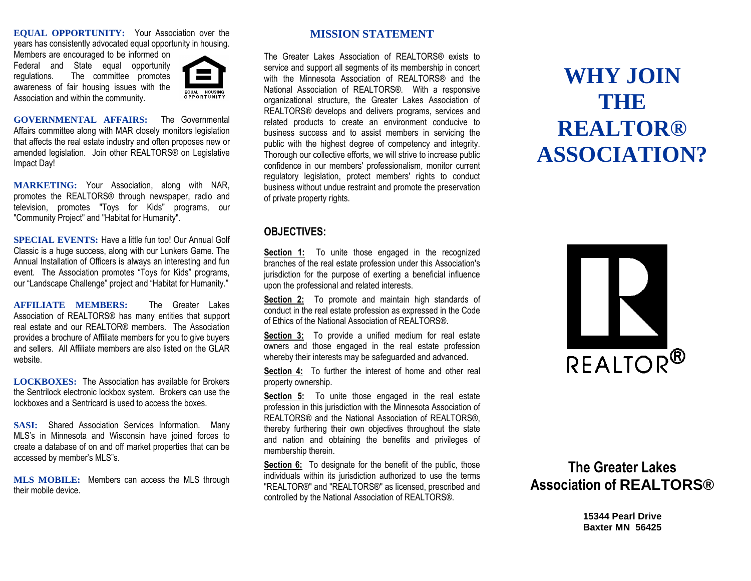**EQUAL OPPORTUNITY:** Your Association over the years has consistently advocated equal opportunity in housing. Members are encouraged to be informed on Federal and State equal opportunity regulations. The committee promotes awareness of fair housing issues with the Association and within the community.

EQUAL HOUSING OPPORTUNITY

**GOVERNMENTAL AFFAIRS:** The Governmental Affairs committee along with MAR closely monitors legislation that affects the real estate industry and often proposes new or amended legislation. Join other REALTORS® on Legislative Impact Day!

**MARKETING:** Your Association, along with NAR, promotes the REALTORS® through newspaper, radio and television, promotes "Toys for Kids" programs, our "Community Project" and "Habitat for Humanity".

**SPECIAL EVENTS:** Have a little fun too! Our Annual Golf Classic is a huge success, along with our Lunkers Game. The Annual Installation of Officers is always an interesting and fun event. The Association promotes "Toys for Kids" programs, our "Landscape Challenge" project and "Habitat for Humanity."

**AFFILIATE MEMBERS:** The Greater Lakes Association of REALTORS® has many entities that support real estate and our REALTOR® members. The Association provides a brochure of Affiliate members for you to give buyers and sellers. All Affiliate members are also listed on the GLAR website.

**LOCKBOXES:** The Association has available for Brokers the Sentrilock electronic lockbox system. Brokers can use the lockboxes and a Sentricard is used to access the boxes.

**SASI:** Shared Association Services Information. Many MLS's in Minnesota and Wisconsin have joined forces to create a database of on and off market properties that can be accessed by member's MLS"s.

**MLS MOBILE:** Members can access the MLS through their mobile device.

## MISSION STATEMENT

The Greater Lakes Association of REALTORS® exists to service and support all segments of its membership in concert with the Minnesota Association of REALTORS® and the National Association of REALTORS®. With a responsive organizational structure, the Greater Lakes Association of REALTORS® develops and delivers programs, services and related products to create an environment conducive to business success and to assist members in servicing the public with the highest degree of competency and integrity. Thorough our collective efforts, we will strive to increase public confidence in our members' professionalism, monitor current regulatory legislation, protect members' rights to conduct business without undue restraint and promote the preservation of private property rights.

## OBJECTIVES:

**Section 1:** To unite those engaged in the recognized branches of the real estate profession under this Association's jurisdiction for the purpose of exerting a beneficial influence upon the professional and related interests.

**Section 2:** To promote and maintain high standards of conduct in the real estate profession as expressed in the Code of Ethics of the National Association of REALTORS®.

**Section 3:** To provide a unified medium for real estate owners and those engaged in the real estate profession whereby their interests may be safeguarded and advanced.

**Section 4:** To further the interest of home and other real property ownership.

**Section 5:** To unite those engaged in the real estate profession in this jurisdiction with the Minnesota Association of REALTORS® and the National Association of REALTORS®, thereby furthering their own objectives throughout the state and nation and obtaining the benefits and privileges of membership therein.

**Section 6:** To designate for the benefit of the public, those individuals within its jurisdiction authorized to use the terms "REALTOR®" and "REALTORS®" as licensed, prescribed and controlled by the National Association of REALTORS®.

# WHY JOIN THE REALTOR® ASSOCIATION?

REALTOR®

## The Greater Lakes Association of REALTORS®

**15344 Pearl Drive**
**Baxter MN 56425**